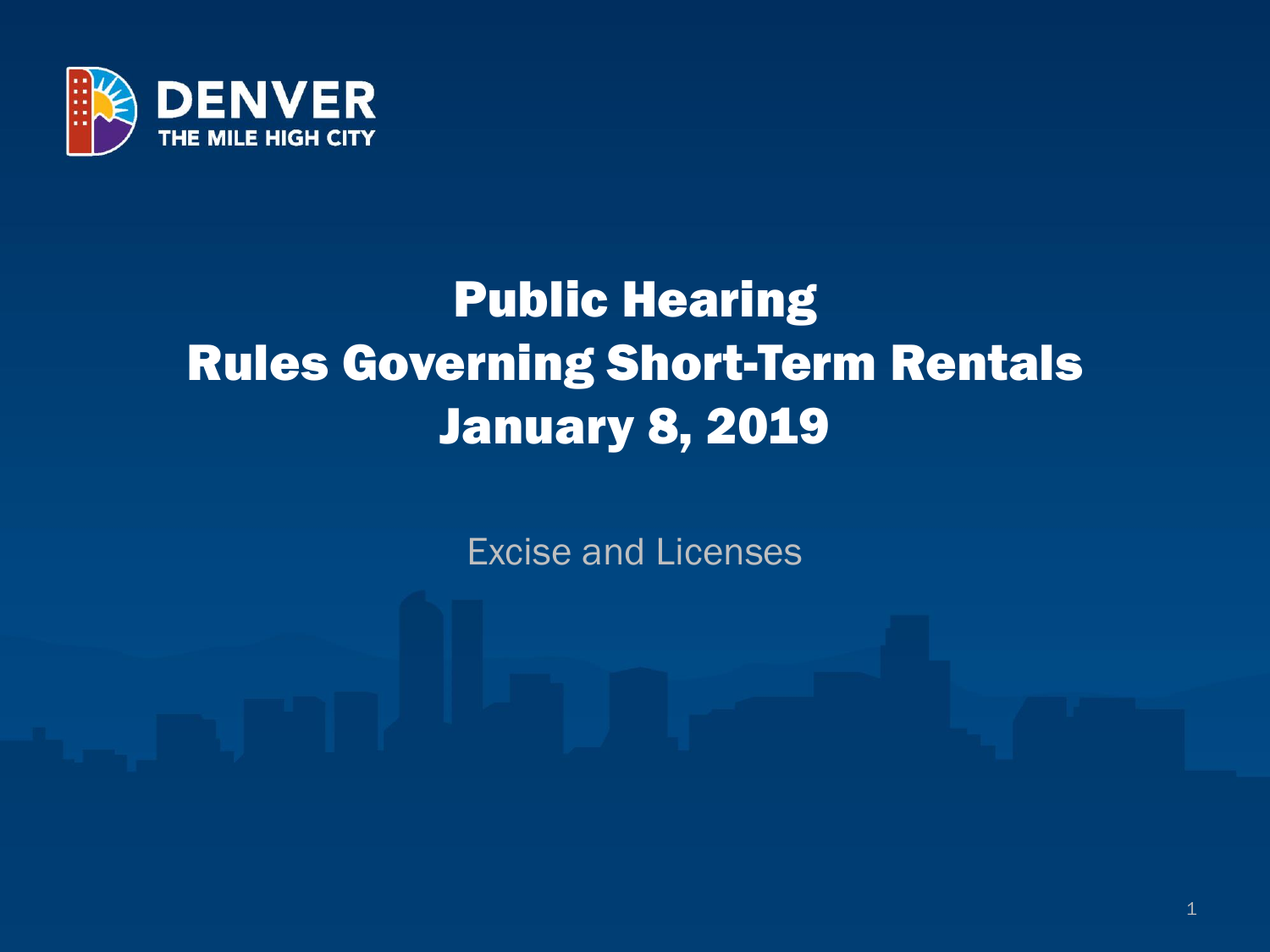DENVER
THE MILE HIGH CITY

# Public Hearing
# Rules Governing Short-Term Rentals
# January 8, 2019

Excise and Licenses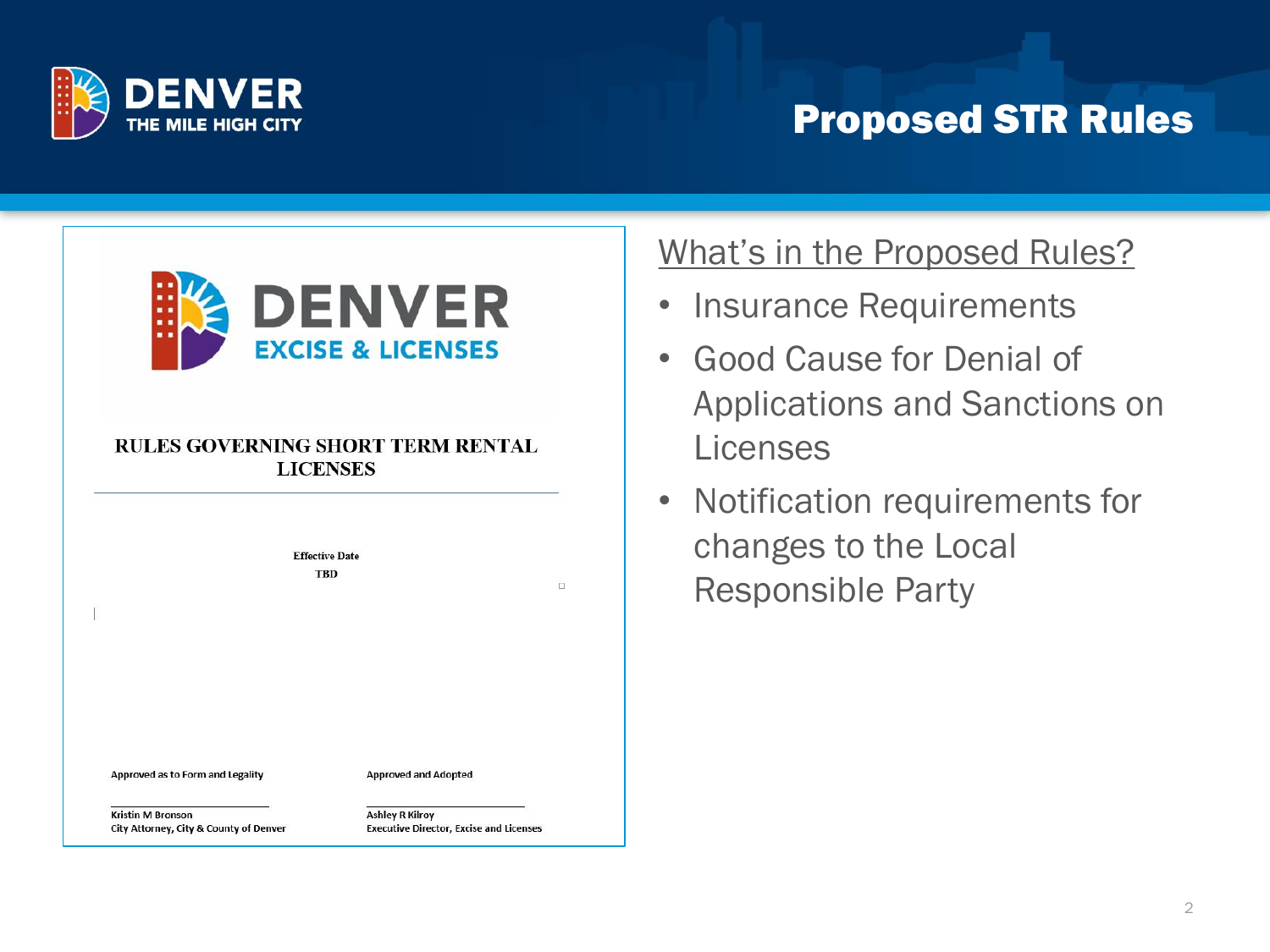# Proposed STR Rules

DENVER
EXCISE & LICENSES

**RULES GOVERNING SHORT TERM RENTAL LICENSES**

**Effective Date**
**TBD**

Approved as to Form and Legality

Kristin M Bronson
City Attorney, City & County of Denver

Approved and Adopted

Ashley R Kilroy
Executive Director, Excise and Licenses

## What's in the Proposed Rules?

- Insurance Requirements
- Good Cause for Denial of Applications and Sanctions on Licenses
- Notification requirements for changes to the Local Responsible Party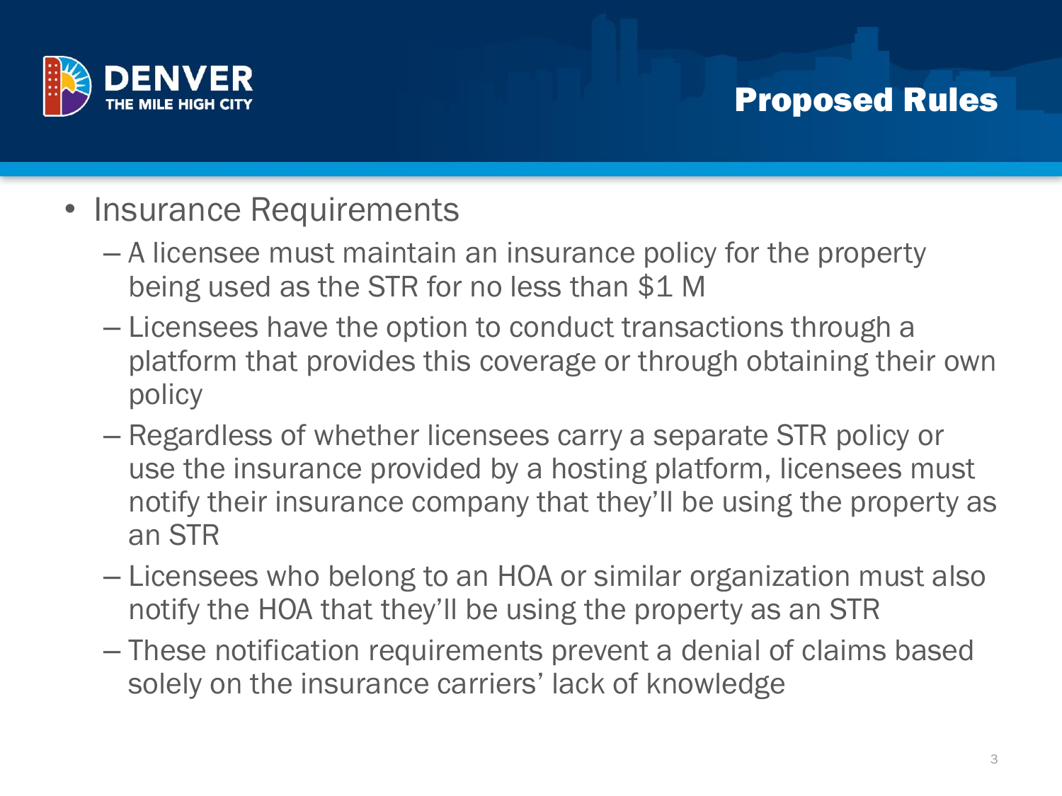# Proposed Rules

- Insurance Requirements
  - A licensee must maintain an insurance policy for the property being used as the STR for no less than $1 M
  - Licensees have the option to conduct transactions through a platform that provides this coverage or through obtaining their own policy
  - Regardless of whether licensees carry a separate STR policy or use the insurance provided by a hosting platform, licensees must notify their insurance company that they'll be using the property as an STR
  - Licensees who belong to an HOA or similar organization must also notify the HOA that they'll be using the property as an STR
  - These notification requirements prevent a denial of claims based solely on the insurance carriers' lack of knowledge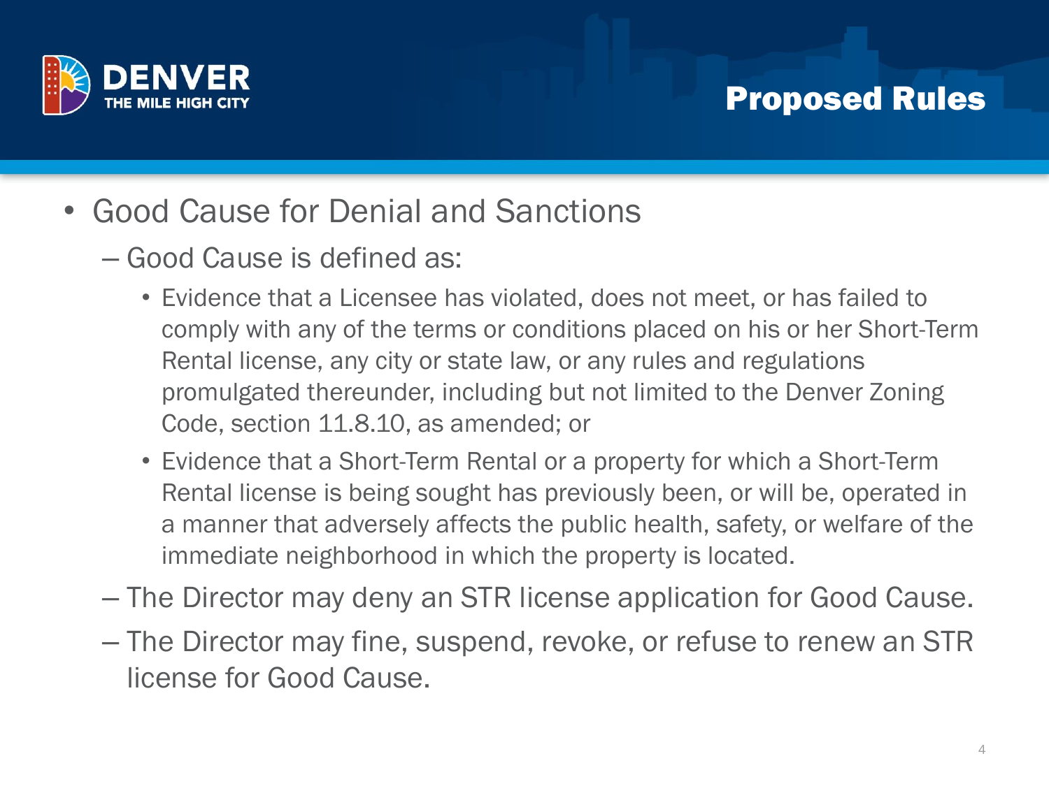# Proposed Rules

- Good Cause for Denial and Sanctions
  - Good Cause is defined as:
    - Evidence that a Licensee has violated, does not meet, or has failed to comply with any of the terms or conditions placed on his or her Short-Term Rental license, any city or state law, or any rules and regulations promulgated thereunder, including but not limited to the Denver Zoning Code, section 11.8.10, as amended; or
    - Evidence that a Short-Term Rental or a property for which a Short-Term Rental license is being sought has previously been, or will be, operated in a manner that adversely affects the public health, safety, or welfare of the immediate neighborhood in which the property is located.
  - The Director may deny an STR license application for Good Cause.
  - The Director may fine, suspend, revoke, or refuse to renew an STR license for Good Cause.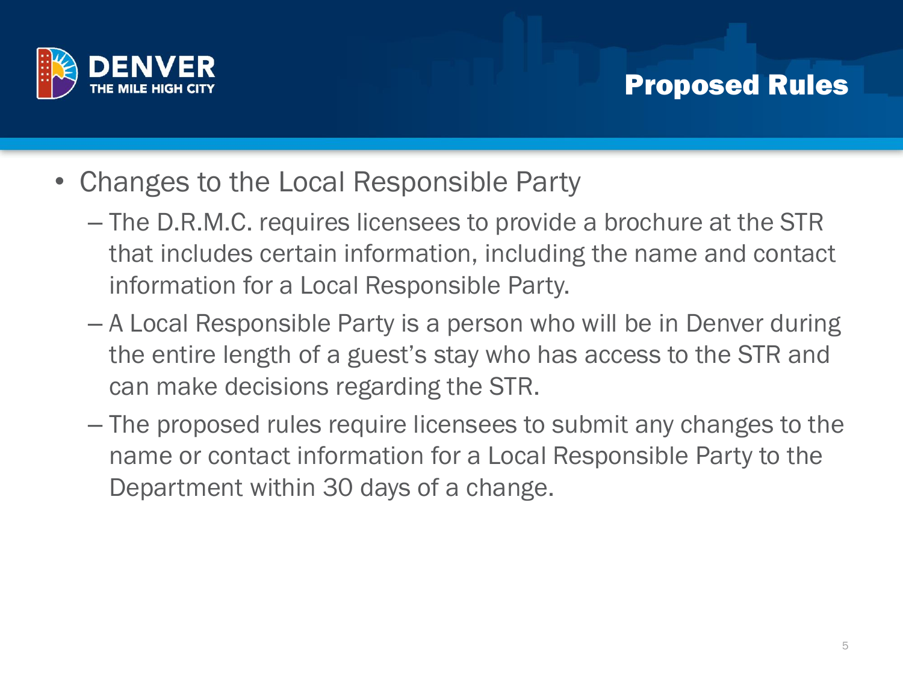# Proposed Rules

- Changes to the Local Responsible Party
  - The D.R.M.C. requires licensees to provide a brochure at the STR that includes certain information, including the name and contact information for a Local Responsible Party.
  - A Local Responsible Party is a person who will be in Denver during the entire length of a guest's stay who has access to the STR and can make decisions regarding the STR.
  - The proposed rules require licensees to submit any changes to the name or contact information for a Local Responsible Party to the Department within 30 days of a change.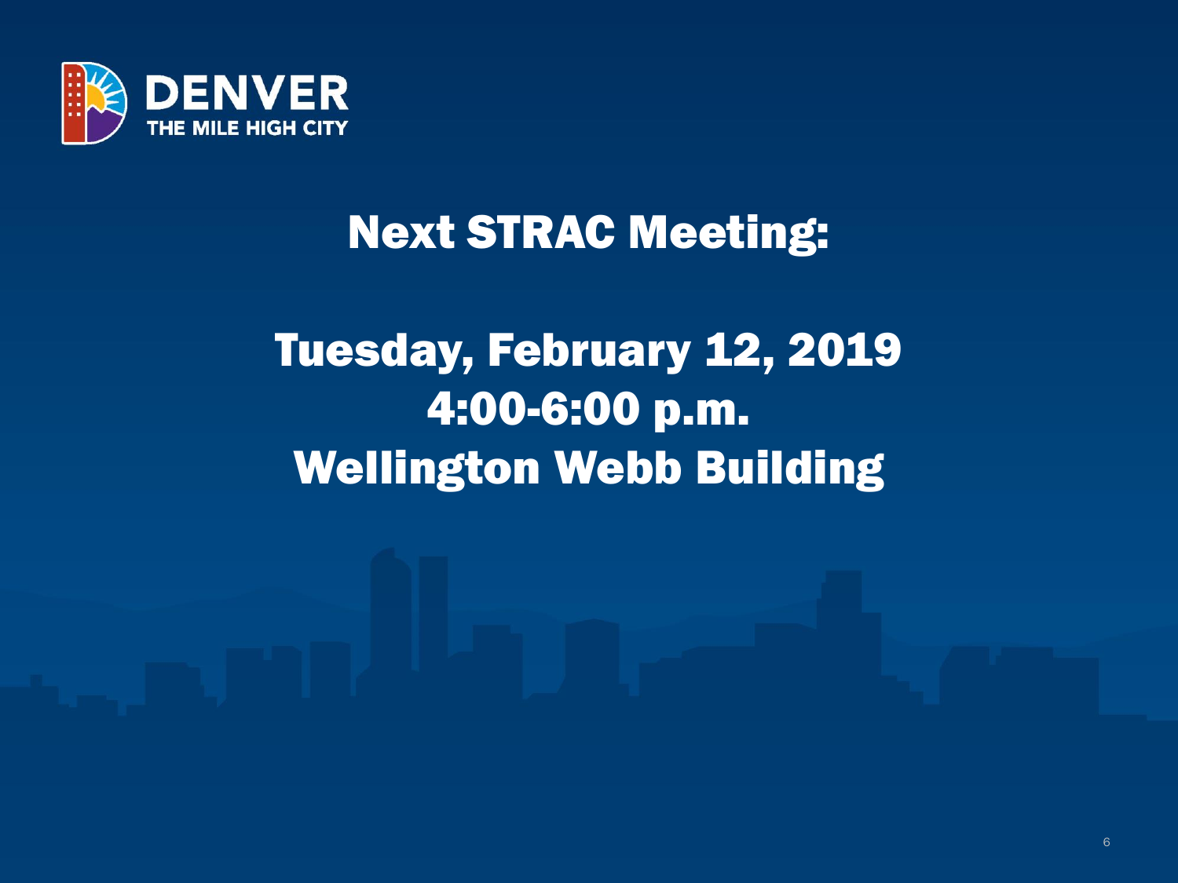DENVER
THE MILE HIGH CITY

# Next STRAC Meeting:

## Tuesday, February 12, 2019
## 4:00-6:00 p.m.
## Wellington Webb Building